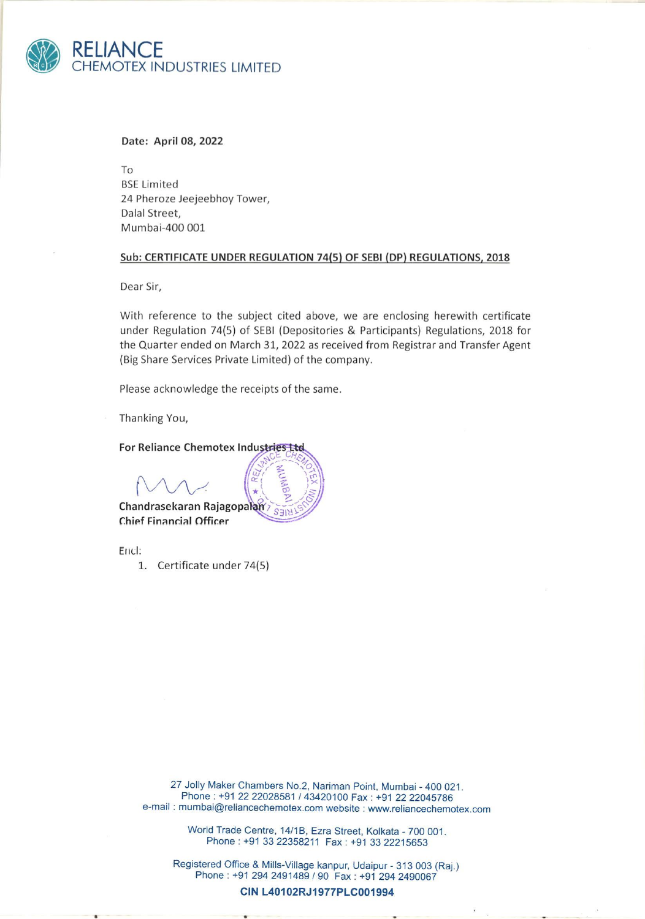# RELIANCE
CHEMOTEX INDUSTRIES LIMITED

**Date: April 08, 2022**

To
BSE Limited
24 Pheroze Jeejeebhoy Tower,
Dalal Street,
Mumbai-400 001

**Sub: CERTIFICATE UNDER REGULATION 74(5) OF SEBI (DP) REGULATIONS, 2018**

Dear Sir,

With reference to the subject cited above, we are enclosing herewith certificate under Regulation 74(5) of SEBI (Depositories & Participants) Regulations, 2018 for the Quarter ended on March 31, 2022 as received from Registrar and Transfer Agent (Big Share Services Private Limited) of the company.

Please acknowledge the receipts of the same.

Thanking You,

**For Reliance Chemotex Industries Ltd**

**Chandrasekaran Rajagopalan**
**Chief Financial Officer**

Encl:

1. Certificate under 74(5)

27 Jolly Maker Chambers No.2, Nariman Point, Mumbai - 400 021.
Phone : +91 22 22028581 / 43420100 Fax : +91 22 22045786
e-mail : mumbai@reliancechemotex.com website : www.reliancechemotex.com

World Trade Centre, 14/1B, Ezra Street, Kolkata - 700 001.
Phone : +91 33 22358211 Fax : +91 33 22215653

Registered Office & Mills-Village kanpur, Udaipur - 313 003 (Raj.)
Phone : +91 294 2491489 / 90 Fax : +91 294 2490067

**CIN L40102RJ1977PLC001994**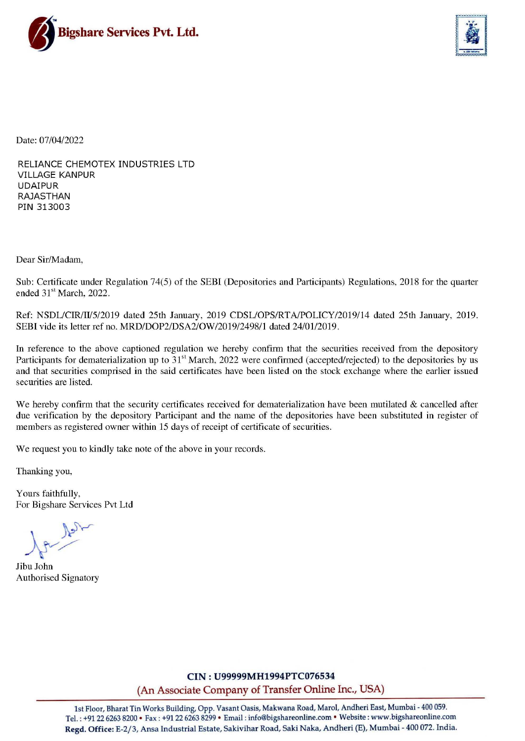**Bigshare Services Pvt. Ltd.**

Date: 07/04/2022

RELIANCE CHEMOTEX INDUSTRIES LTD
VILLAGE KANPUR
UDAIPUR
RAJASTHAN
PIN 313003

Dear Sir/Madam,

Sub: Certificate under Regulation 74(5) of the SEBI (Depositories and Participants) Regulations, 2018 for the quarter ended 31st March, 2022.

Ref: NSDL/CIR/II/5/2019 dated 25th January, 2019 CDSL/OPS/RTA/POLICY/2019/14 dated 25th January, 2019. SEBI vide its letter ref no. MRD/DOP2/DSA2/OW/2019/2498/1 dated 24/01/2019.

In reference to the above captioned regulation we hereby confirm that the securities received from the depository Participants for dematerialization up to 31st March, 2022 were confirmed (accepted/rejected) to the depositories by us and that securities comprised in the said certificates have been listed on the stock exchange where the earlier issued securities are listed.

We hereby confirm that the security certificates received for dematerialization have been mutilated & cancelled after due verification by the depository Participant and the name of the depositories have been substituted in register of members as registered owner within 15 days of receipt of certificate of securities.

We request you to kindly take note of the above in your records.

Thanking you,

Yours faithfully,
For Bigshare Services Pvt Ltd

Jibu John
Authorised Signatory

**CIN : U99999MH1994PTC076534**
(An Associate Company of Transfer Online Inc., USA)

1st Floor, Bharat Tin Works Building, Opp. Vasant Oasis, Makwana Road, Marol, Andheri East, Mumbai - 400 059.
Tel. : +91 22 6263 8200 • Fax : +91 22 6263 8299 • Email : info@bigshareonline.com • Website : www.bigshareonline.com
**Regd. Office:** E-2/3, Ansa Industrial Estate, Sakivihar Road, Saki Naka, Andheri (E), Mumbai - 400 072. India.